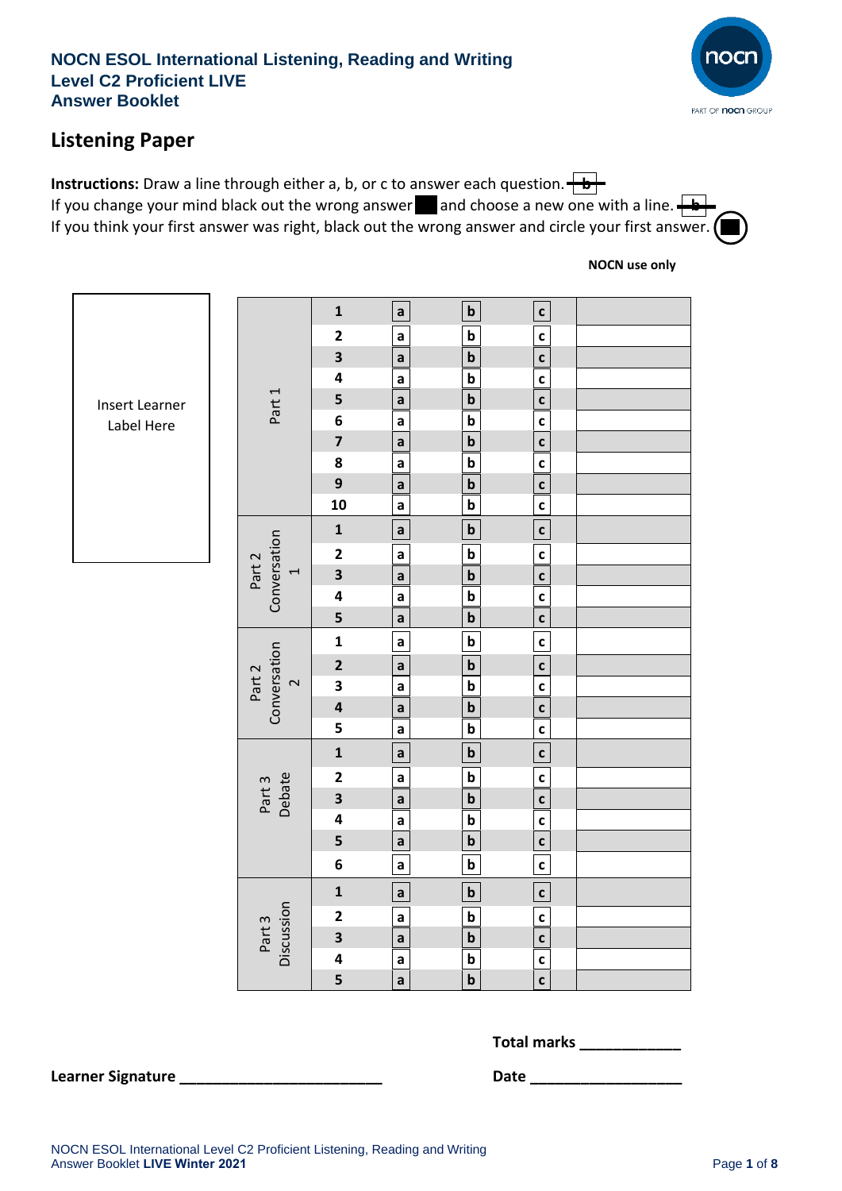# NOCN ESOL International Listening, Reading and Writing
## Level C2 Proficient LIVE
## Answer Booklet

## Listening Paper

**Instructions:** Draw a line through either a, b, or c to answer each question.
If you change your mind black out the wrong answer and choose a new one with a line.
If you think your first answer was right, black out the wrong answer and circle your first answer.

**NOCN use only**

Insert Learner Label Here

| Section | Question | | | | NOCN use only |
|---|---|---|---|---|---|
| Part 1 | 1 | a | b | c | |
| | 2 | a | b | c | |
| | 3 | a | b | c | |
| | 4 | a | b | c | |
| | 5 | a | b | c | |
| | 6 | a | b | c | |
| | 7 | a | b | c | |
| | 8 | a | b | c | |
| | 9 | a | b | c | |
| | 10 | a | b | c | |
| Part 2 Conversation 1 | 1 | a | b | c | |
| | 2 | a | b | c | |
| | 3 | a | b | c | |
| | 4 | a | b | c | |
| | 5 | a | b | c | |
| Part 2 Conversation 2 | 1 | a | b | c | |
| | 2 | a | b | c | |
| | 3 | a | b | c | |
| | 4 | a | b | c | |
| | 5 | a | b | c | |
| Part 3 Debate | 1 | a | b | c | |
| | 2 | a | b | c | |
| | 3 | a | b | c | |
| | 4 | a | b | c | |
| | 5 | a | b | c | |
| | 6 | a | b | c | |
| Part 3 Discussion | 1 | a | b | c | |
| | 2 | a | b | c | |
| | 3 | a | b | c | |
| | 4 | a | b | c | |
| | 5 | a | b | c | |

**Total marks** ____________

**Learner Signature** ________________________ **Date** __________________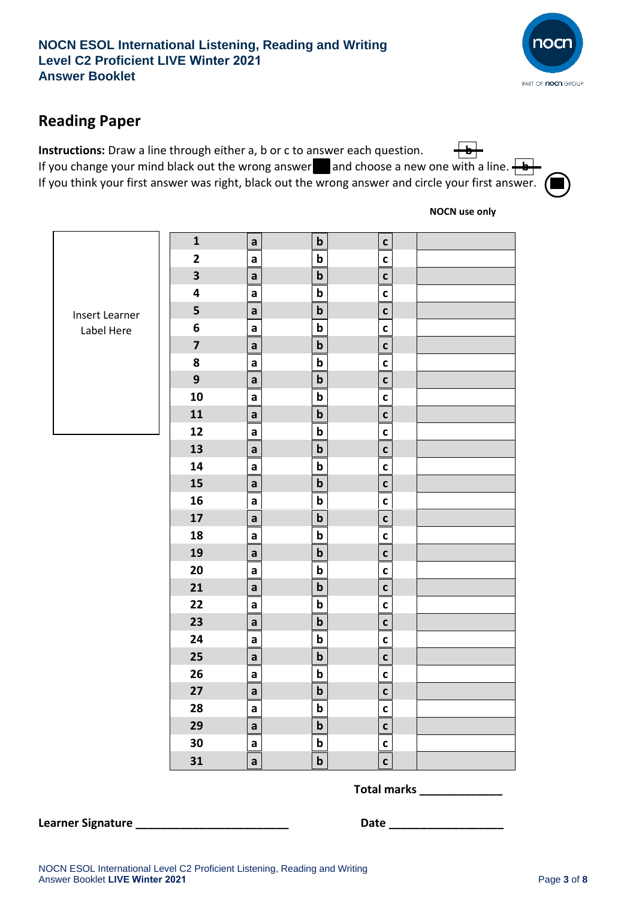**NOCN ESOL International Listening, Reading and Writing**
**Level C2 Proficient LIVE Winter 2021**
**Answer Booklet**

## Reading Paper

**Instructions:** Draw a line through either a, b or c to answer each question.
If you change your mind black out the wrong answer and choose a new one with a line.
If you think your first answer was right, black out the wrong answer and circle your first answer.

Insert Learner Label Here

| | | | | NOCN use only |
|---|---|---|---|---|
| **1** | a | b | c | |
| **2** | a | b | c | |
| **3** | a | b | c | |
| **4** | a | b | c | |
| **5** | a | b | c | |
| **6** | a | b | c | |
| **7** | a | b | c | |
| **8** | a | b | c | |
| **9** | a | b | c | |
| **10** | a | b | c | |
| **11** | a | b | c | |
| **12** | a | b | c | |
| **13** | a | b | c | |
| **14** | a | b | c | |
| **15** | a | b | c | |
| **16** | a | b | c | |
| **17** | a | b | c | |
| **18** | a | b | c | |
| **19** | a | b | c | |
| **20** | a | b | c | |
| **21** | a | b | c | |
| **22** | a | b | c | |
| **23** | a | b | c | |
| **24** | a | b | c | |
| **25** | a | b | c | |
| **26** | a | b | c | |
| **27** | a | b | c | |
| **28** | a | b | c | |
| **29** | a | b | c | |
| **30** | a | b | c | |
| **31** | a | b | c | |

**Total marks** _____________

**Learner Signature** ________________________ **Date** __________________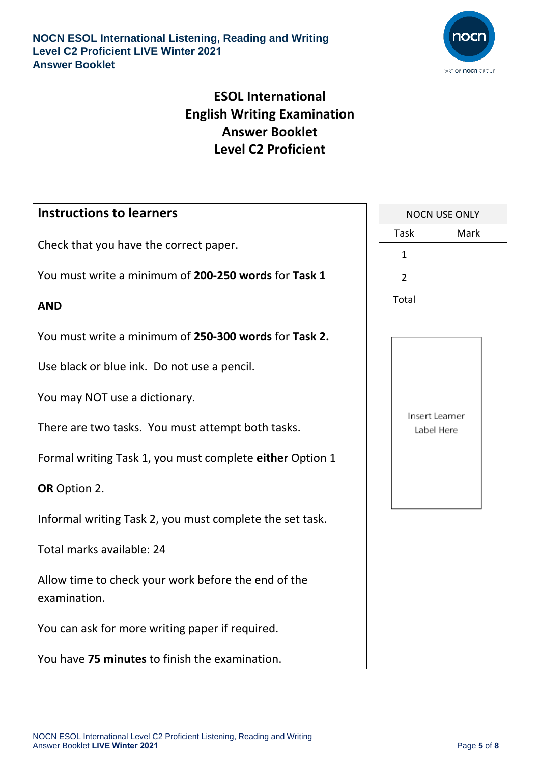# ESOL International English Writing Examination Answer Booklet Level C2 Proficient

## Instructions to learners

Check that you have the correct paper.

You must write a minimum of **200-250 words** for **Task 1**

**AND**

You must write a minimum of **250-300 words** for **Task 2.**

Use black or blue ink. Do not use a pencil.

You may NOT use a dictionary.

There are two tasks. You must attempt both tasks.

Formal writing Task 1, you must complete **either** Option 1

**OR** Option 2.

Informal writing Task 2, you must complete the set task.

Total marks available: 24

Allow time to check your work before the end of the examination.

You can ask for more writing paper if required.

You have **75 minutes** to finish the examination.

| NOCN USE ONLY | |
|---|---|
| Task | Mark |
| 1 | |
| 2 | |
| Total | |

Insert Learner Label Here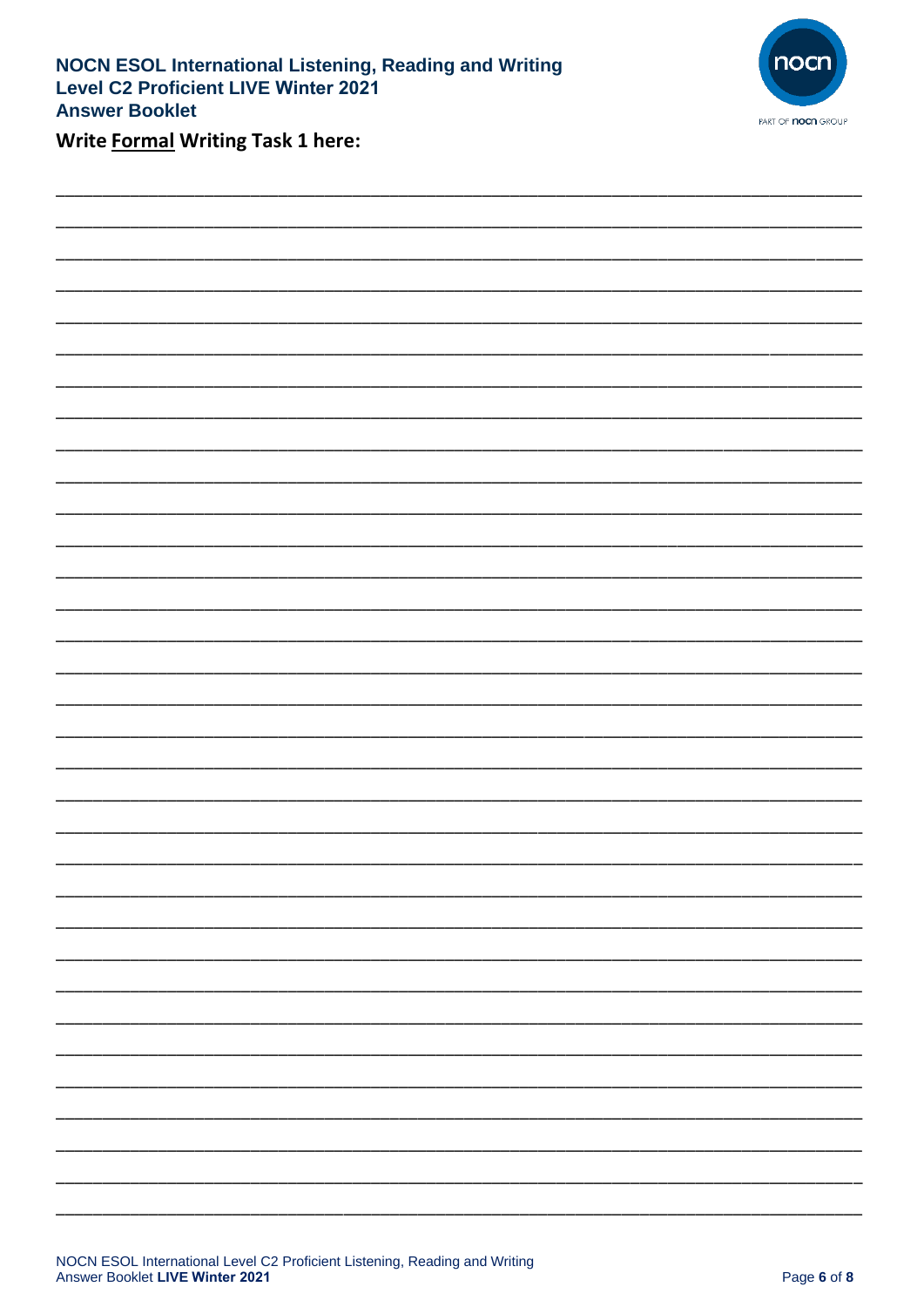**Write Formal Writing Task 1 here:**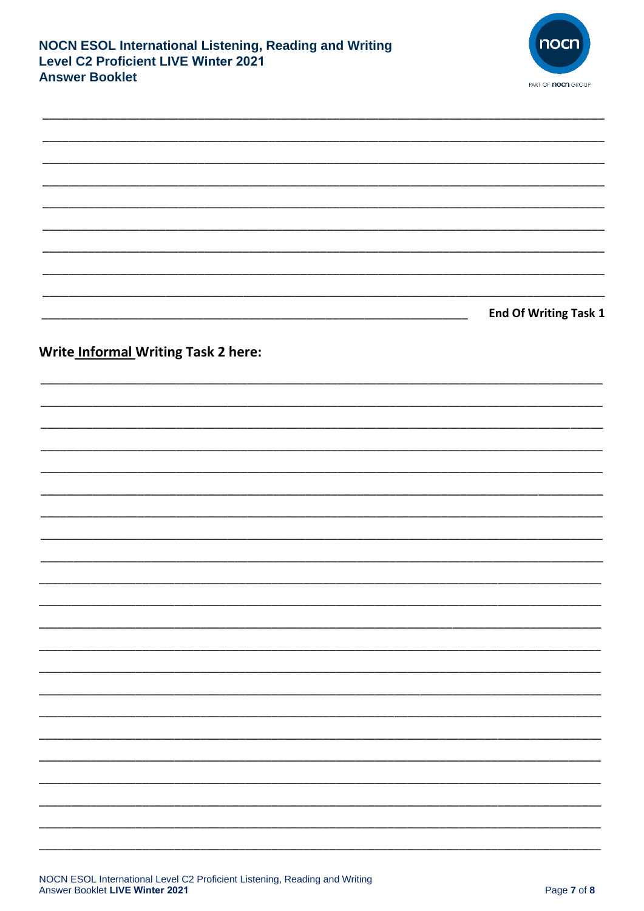**End Of Writing Task 1**

**Write Informal Writing Task 2 here:**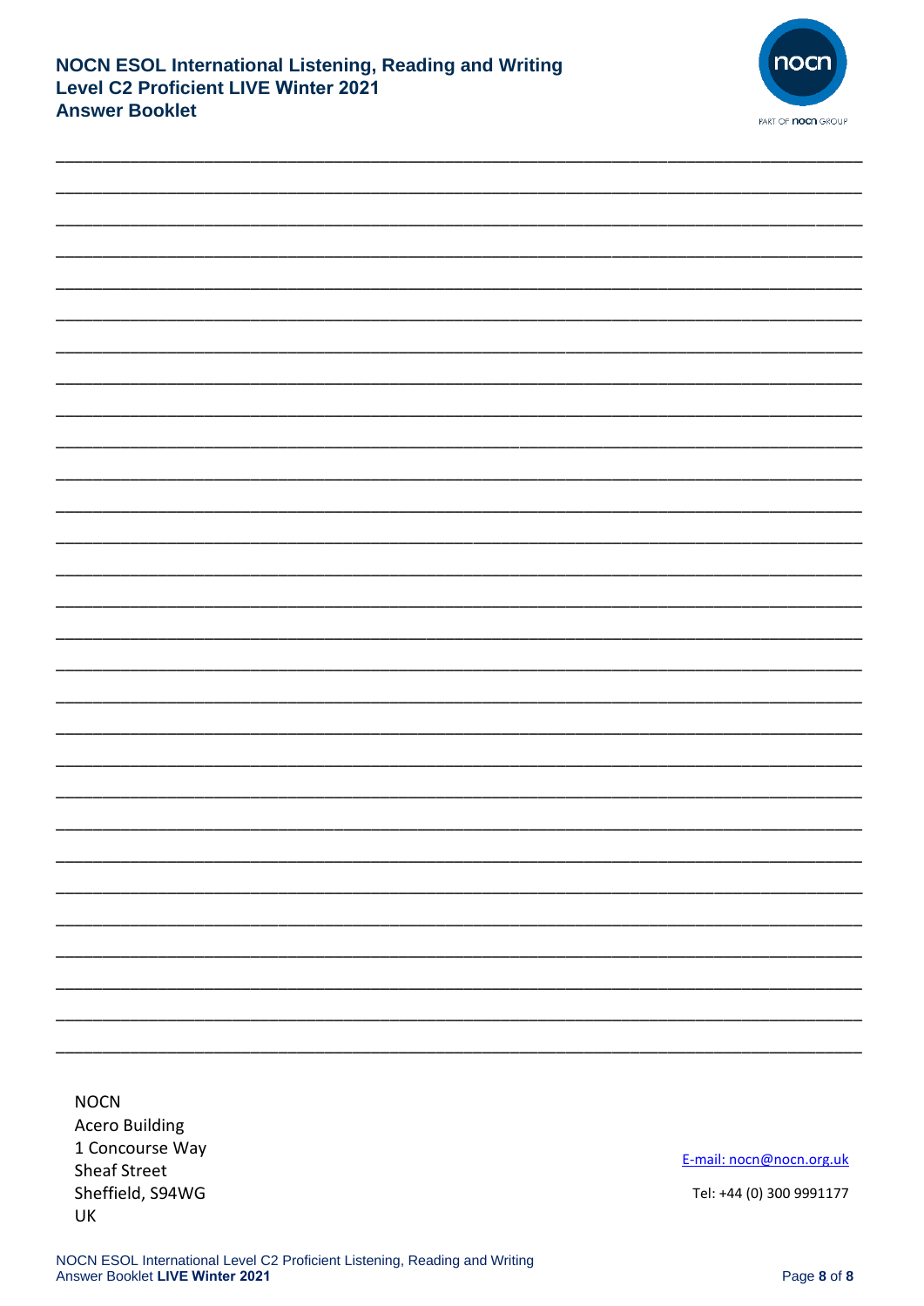NOCN
Acero Building
1 Concourse Way
Sheaf Street
Sheffield, S94WG
UK

E-mail: nocn@nocn.org.uk

Tel: +44 (0) 300 9991177